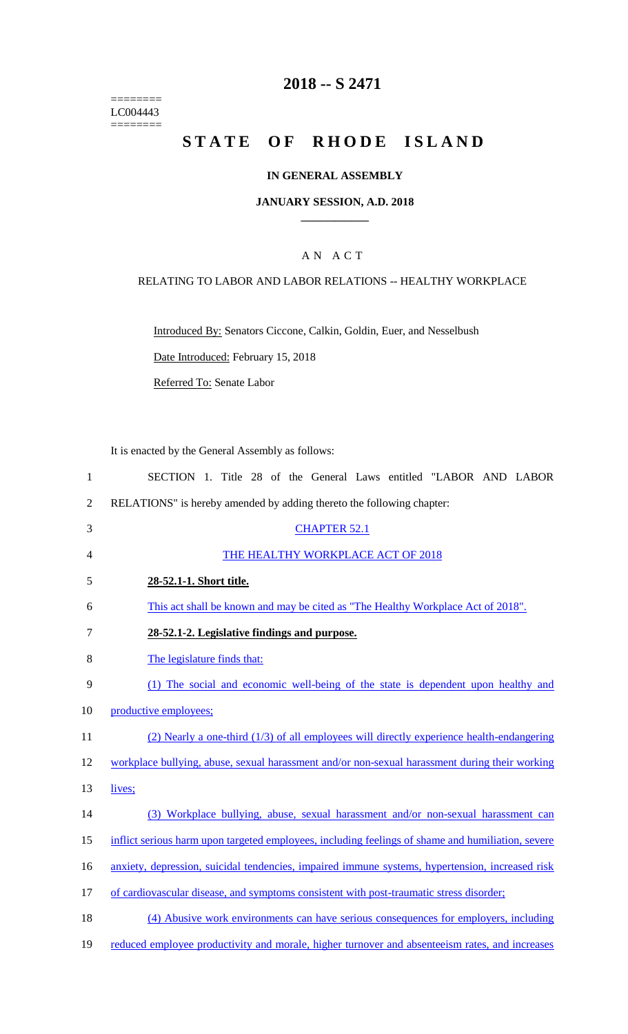========
LC004443
========

# 2018 -- S 2471

# STATE OF RHODE ISLAND

**IN GENERAL ASSEMBLY**

**JANUARY SESSION, A.D. 2018**

A N A C T

RELATING TO LABOR AND LABOR RELATIONS -- HEALTHY WORKPLACE

Introduced By: Senators Ciccone, Calkin, Goldin, Euer, and Nesselbush

Date Introduced: February 15, 2018

Referred To: Senate Labor

It is enacted by the General Assembly as follows:

1 SECTION 1. Title 28 of the General Laws entitled "LABOR AND LABOR
2 RELATIONS" is hereby amended by adding thereto the following chapter:

3 CHAPTER 52.1

4 THE HEALTHY WORKPLACE ACT OF 2018

5 **28-52.1-1. Short title.**

6 This act shall be known and may be cited as "The Healthy Workplace Act of 2018".

7 **28-52.1-2. Legislative findings and purpose.**

8 The legislature finds that:

9 (1) The social and economic well-being of the state is dependent upon healthy and
10 productive employees;

11 (2) Nearly a one-third (1/3) of all employees will directly experience health-endangering
12 workplace bullying, abuse, sexual harassment and/or non-sexual harassment during their working
13 lives;

14 (3) Workplace bullying, abuse, sexual harassment and/or non-sexual harassment can
15 inflict serious harm upon targeted employees, including feelings of shame and humiliation, severe
16 anxiety, depression, suicidal tendencies, impaired immune systems, hypertension, increased risk
17 of cardiovascular disease, and symptoms consistent with post-traumatic stress disorder;

18 (4) Abusive work environments can have serious consequences for employers, including
19 reduced employee productivity and morale, higher turnover and absenteeism rates, and increases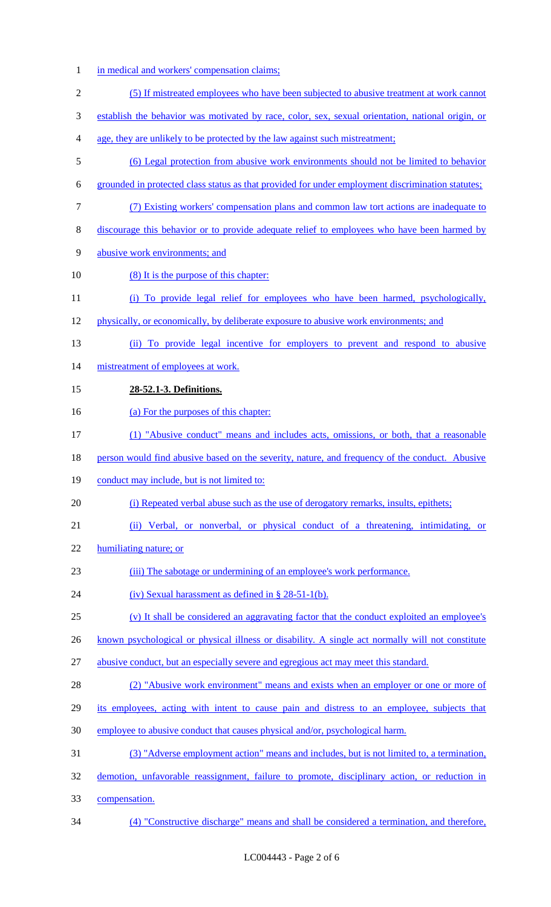in medical and workers' compensation claims;

(5) If mistreated employees who have been subjected to abusive treatment at work cannot establish the behavior was motivated by race, color, sex, sexual orientation, national origin, or age, they are unlikely to be protected by the law against such mistreatment;

(6) Legal protection from abusive work environments should not be limited to behavior grounded in protected class status as that provided for under employment discrimination statutes;

(7) Existing workers' compensation plans and common law tort actions are inadequate to discourage this behavior or to provide adequate relief to employees who have been harmed by abusive work environments; and

(8) It is the purpose of this chapter:

(i) To provide legal relief for employees who have been harmed, psychologically, physically, or economically, by deliberate exposure to abusive work environments; and

(ii) To provide legal incentive for employers to prevent and respond to abusive mistreatment of employees at work.

**28-52.1-3. Definitions.**

(a) For the purposes of this chapter:

(1) "Abusive conduct" means and includes acts, omissions, or both, that a reasonable person would find abusive based on the severity, nature, and frequency of the conduct. Abusive conduct may include, but is not limited to:

(i) Repeated verbal abuse such as the use of derogatory remarks, insults, epithets;

(ii) Verbal, or nonverbal, or physical conduct of a threatening, intimidating, or humiliating nature; or

(iii) The sabotage or undermining of an employee's work performance.

(iv) Sexual harassment as defined in § 28-51-1(b).

(v) It shall be considered an aggravating factor that the conduct exploited an employee's known psychological or physical illness or disability. A single act normally will not constitute abusive conduct, but an especially severe and egregious act may meet this standard.

(2) "Abusive work environment" means and exists when an employer or one or more of its employees, acting with intent to cause pain and distress to an employee, subjects that employee to abusive conduct that causes physical and/or, psychological harm.

(3) "Adverse employment action" means and includes, but is not limited to, a termination, demotion, unfavorable reassignment, failure to promote, disciplinary action, or reduction in compensation.

(4) "Constructive discharge" means and shall be considered a termination, and therefore,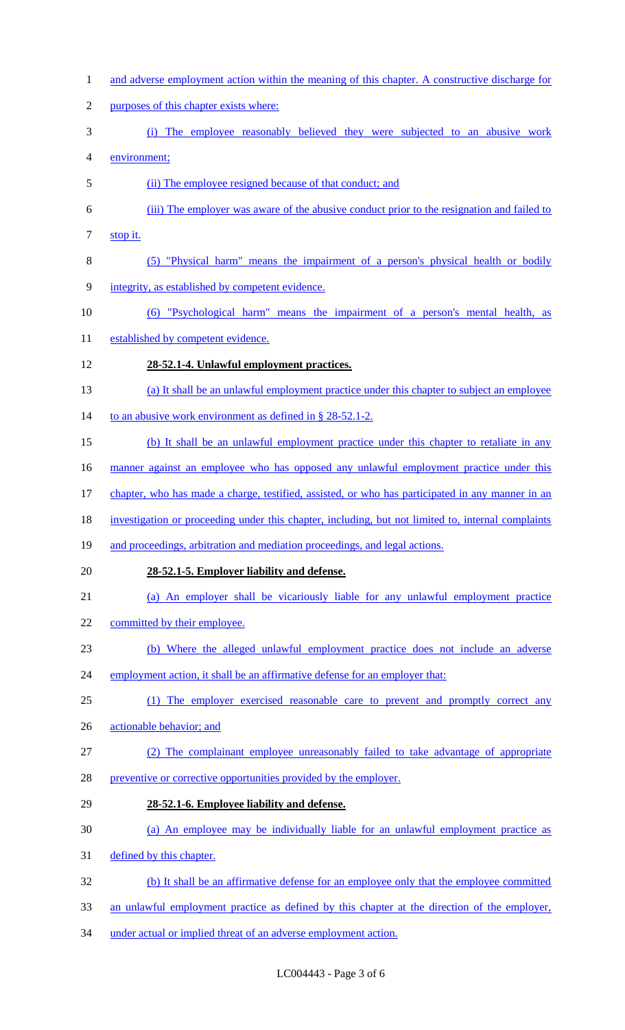and adverse employment action within the meaning of this chapter. A constructive discharge for purposes of this chapter exists where:

(i) The employee reasonably believed they were subjected to an abusive work environment;

(ii) The employee resigned because of that conduct; and

(iii) The employer was aware of the abusive conduct prior to the resignation and failed to stop it.

(5) "Physical harm" means the impairment of a person's physical health or bodily integrity, as established by competent evidence.

(6) "Psychological harm" means the impairment of a person's mental health, as established by competent evidence.

**28-52.1-4. Unlawful employment practices.**

(a) It shall be an unlawful employment practice under this chapter to subject an employee to an abusive work environment as defined in § 28-52.1-2.

(b) It shall be an unlawful employment practice under this chapter to retaliate in any manner against an employee who has opposed any unlawful employment practice under this chapter, who has made a charge, testified, assisted, or who has participated in any manner in an investigation or proceeding under this chapter, including, but not limited to, internal complaints and proceedings, arbitration and mediation proceedings, and legal actions.

**28-52.1-5. Employer liability and defense.**

(a) An employer shall be vicariously liable for any unlawful employment practice committed by their employee.

(b) Where the alleged unlawful employment practice does not include an adverse employment action, it shall be an affirmative defense for an employer that:

(1) The employer exercised reasonable care to prevent and promptly correct any actionable behavior; and

(2) The complainant employee unreasonably failed to take advantage of appropriate preventive or corrective opportunities provided by the employer.

**28-52.1-6. Employee liability and defense.**

(a) An employee may be individually liable for an unlawful employment practice as defined by this chapter.

(b) It shall be an affirmative defense for an employee only that the employee committed an unlawful employment practice as defined by this chapter at the direction of the employer, under actual or implied threat of an adverse employment action.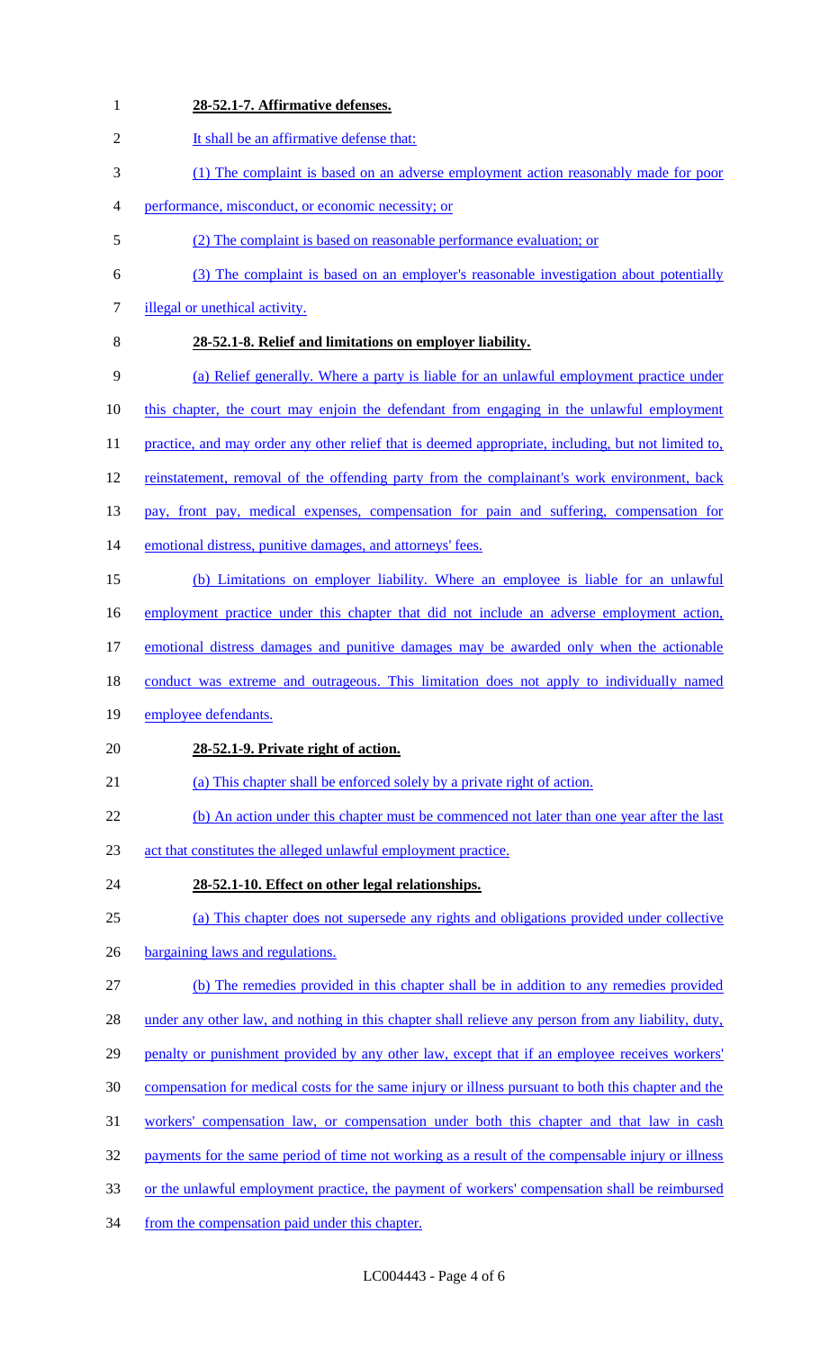**28-52.1-7. Affirmative defenses.**

It shall be an affirmative defense that:

(1) The complaint is based on an adverse employment action reasonably made for poor performance, misconduct, or economic necessity; or

(2) The complaint is based on reasonable performance evaluation; or

(3) The complaint is based on an employer's reasonable investigation about potentially illegal or unethical activity.

**28-52.1-8. Relief and limitations on employer liability.**

(a) Relief generally. Where a party is liable for an unlawful employment practice under this chapter, the court may enjoin the defendant from engaging in the unlawful employment practice, and may order any other relief that is deemed appropriate, including, but not limited to, reinstatement, removal of the offending party from the complainant's work environment, back pay, front pay, medical expenses, compensation for pain and suffering, compensation for emotional distress, punitive damages, and attorneys' fees.

(b) Limitations on employer liability. Where an employee is liable for an unlawful employment practice under this chapter that did not include an adverse employment action, emotional distress damages and punitive damages may be awarded only when the actionable conduct was extreme and outrageous. This limitation does not apply to individually named employee defendants.

**28-52.1-9. Private right of action.**

(a) This chapter shall be enforced solely by a private right of action.

(b) An action under this chapter must be commenced not later than one year after the last act that constitutes the alleged unlawful employment practice.

**28-52.1-10. Effect on other legal relationships.**

(a) This chapter does not supersede any rights and obligations provided under collective bargaining laws and regulations.

(b) The remedies provided in this chapter shall be in addition to any remedies provided under any other law, and nothing in this chapter shall relieve any person from any liability, duty, penalty or punishment provided by any other law, except that if an employee receives workers' compensation for medical costs for the same injury or illness pursuant to both this chapter and the workers' compensation law, or compensation under both this chapter and that law in cash payments for the same period of time not working as a result of the compensable injury or illness or the unlawful employment practice, the payment of workers' compensation shall be reimbursed from the compensation paid under this chapter.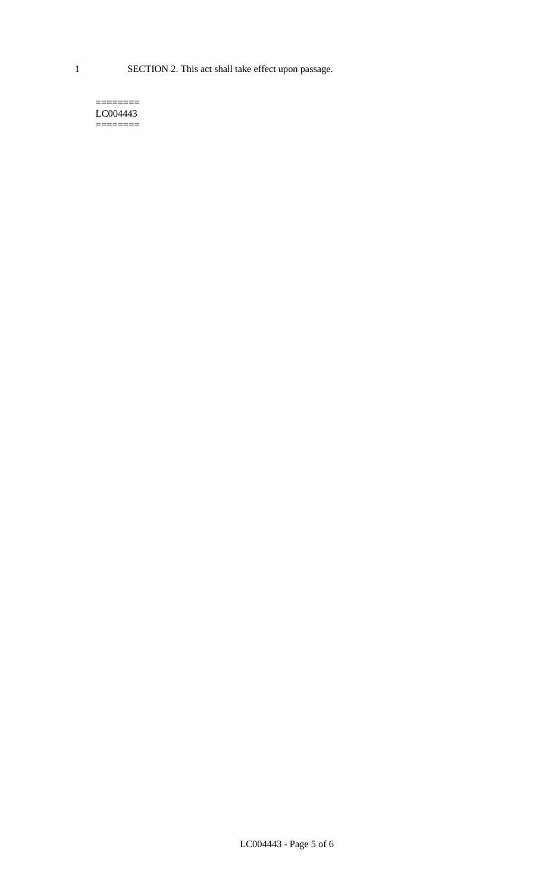SECTION 2. This act shall take effect upon passage.

========
LC004443
========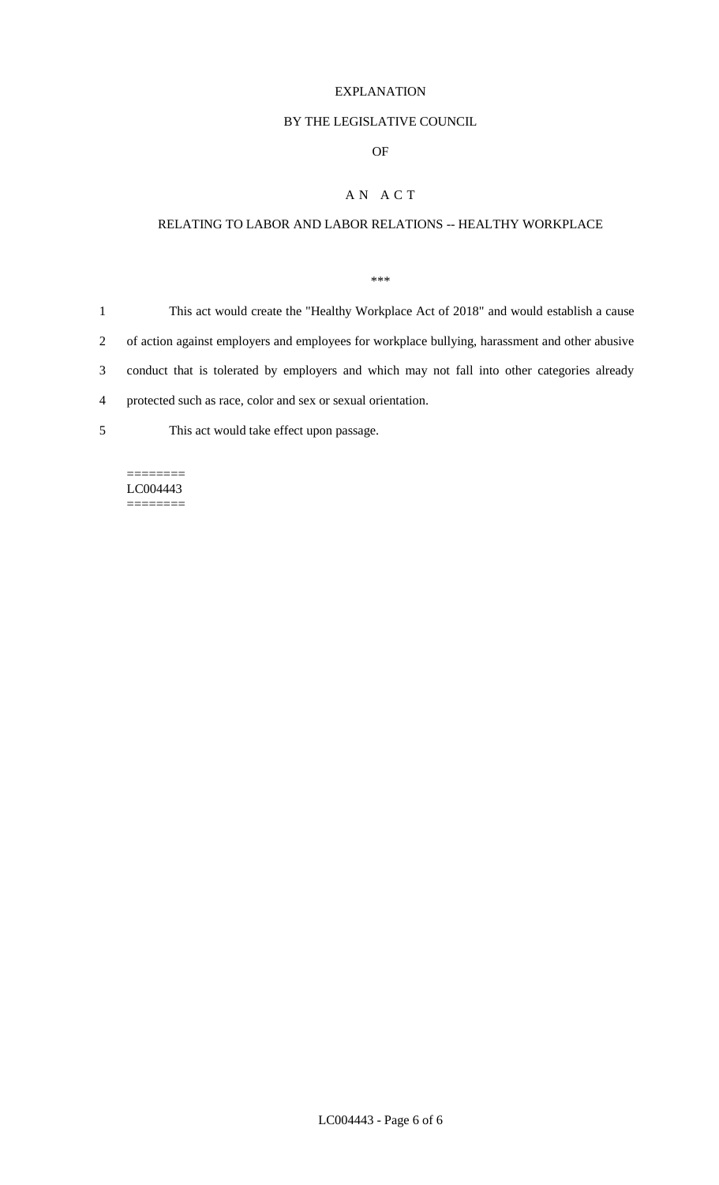EXPLANATION

BY THE LEGISLATIVE COUNCIL

OF

A N A C T

RELATING TO LABOR AND LABOR RELATIONS -- HEALTHY WORKPLACE

\*\*\*

This act would create the "Healthy Workplace Act of 2018" and would establish a cause of action against employers and employees for workplace bullying, harassment and other abusive conduct that is tolerated by employers and which may not fall into other categories already protected such as race, color and sex or sexual orientation.

This act would take effect upon passage.

========
LC004443
========